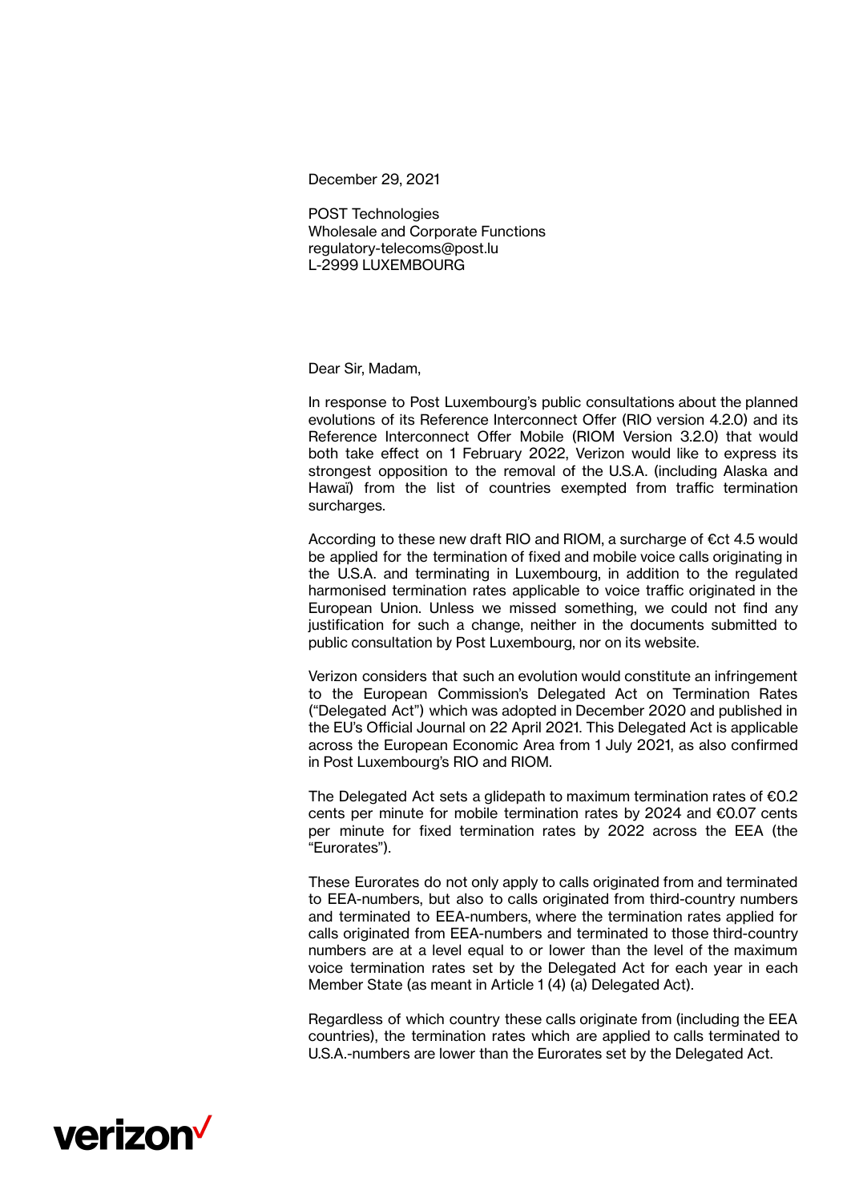December 29, 2021

POST Technologies
Wholesale and Corporate Functions
regulatory-telecoms@post.lu
L-2999 LUXEMBOURG

Dear Sir, Madam,

In response to Post Luxembourg's public consultations about the planned evolutions of its Reference Interconnect Offer (RIO version 4.2.0) and its Reference Interconnect Offer Mobile (RIOM Version 3.2.0) that would both take effect on 1 February 2022, Verizon would like to express its strongest opposition to the removal of the U.S.A. (including Alaska and Hawaï) from the list of countries exempted from traffic termination surcharges.

According to these new draft RIO and RIOM, a surcharge of €ct 4.5 would be applied for the termination of fixed and mobile voice calls originating in the U.S.A. and terminating in Luxembourg, in addition to the regulated harmonised termination rates applicable to voice traffic originated in the European Union. Unless we missed something, we could not find any justification for such a change, neither in the documents submitted to public consultation by Post Luxembourg, nor on its website.

Verizon considers that such an evolution would constitute an infringement to the European Commission's Delegated Act on Termination Rates ("Delegated Act") which was adopted in December 2020 and published in the EU's Official Journal on 22 April 2021. This Delegated Act is applicable across the European Economic Area from 1 July 2021, as also confirmed in Post Luxembourg's RIO and RIOM.

The Delegated Act sets a glidepath to maximum termination rates of €0.2 cents per minute for mobile termination rates by 2024 and €0.07 cents per minute for fixed termination rates by 2022 across the EEA (the "Eurorates").

These Eurorates do not only apply to calls originated from and terminated to EEA-numbers, but also to calls originated from third-country numbers and terminated to EEA-numbers, where the termination rates applied for calls originated from EEA-numbers and terminated to those third-country numbers are at a level equal to or lower than the level of the maximum voice termination rates set by the Delegated Act for each year in each Member State (as meant in Article 1 (4) (a) Delegated Act).

Regardless of which country these calls originate from (including the EEA countries), the termination rates which are applied to calls terminated to U.S.A.-numbers are lower than the Eurorates set by the Delegated Act.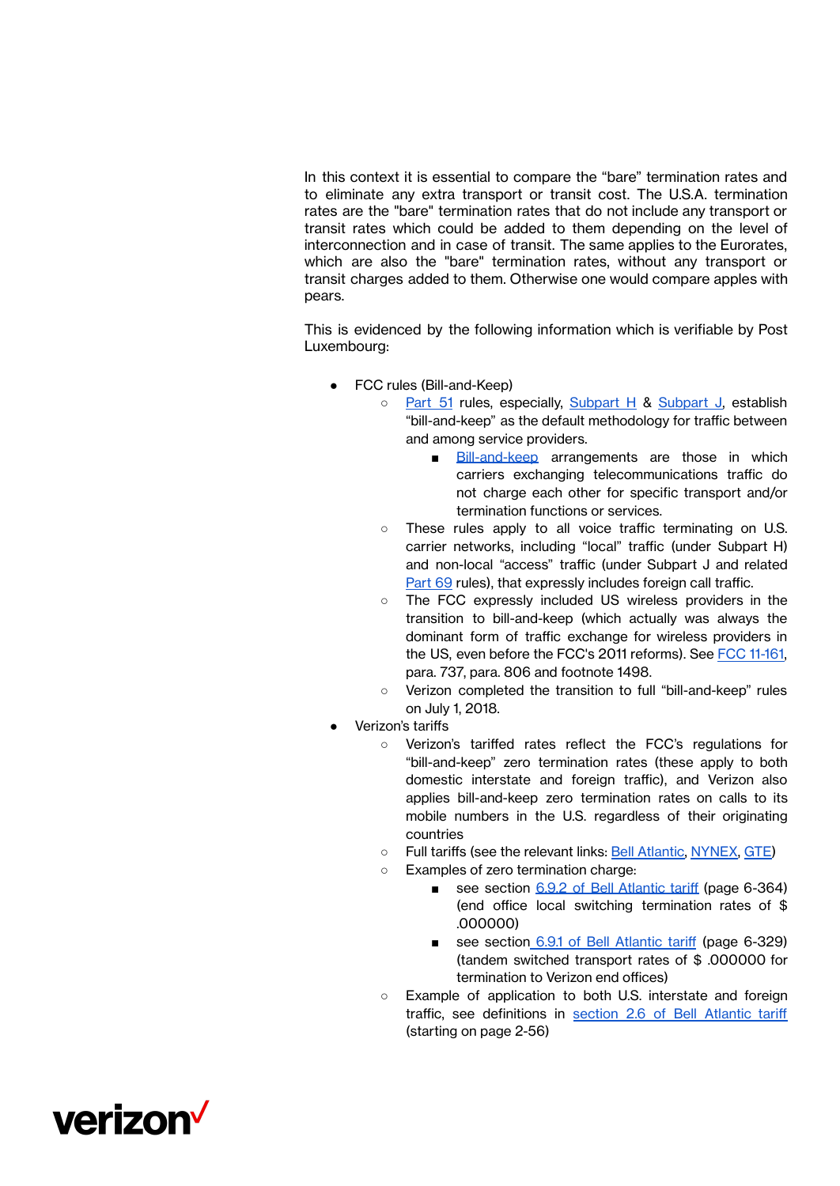In this context it is essential to compare the "bare" termination rates and to eliminate any extra transport or transit cost. The U.S.A. termination rates are the "bare" termination rates that do not include any transport or transit rates which could be added to them depending on the level of interconnection and in case of transit. The same applies to the Eurorates, which are also the "bare" termination rates, without any transport or transit charges added to them. Otherwise one would compare apples with pears.

This is evidenced by the following information which is verifiable by Post Luxembourg:

- FCC rules (Bill-and-Keep)
  - Part 51 rules, especially, Subpart H & Subpart J, establish "bill-and-keep" as the default methodology for traffic between and among service providers.
    - Bill-and-keep arrangements are those in which carriers exchanging telecommunications traffic do not charge each other for specific transport and/or termination functions or services.
  - These rules apply to all voice traffic terminating on U.S. carrier networks, including "local" traffic (under Subpart H) and non-local "access" traffic (under Subpart J and related Part 69 rules), that expressly includes foreign call traffic.
  - The FCC expressly included US wireless providers in the transition to bill-and-keep (which actually was always the dominant form of traffic exchange for wireless providers in the US, even before the FCC's 2011 reforms). See FCC 11-161, para. 737, para. 806 and footnote 1498.
  - Verizon completed the transition to full "bill-and-keep" rules on July 1, 2018.
- Verizon's tariffs
  - Verizon's tariffed rates reflect the FCC's regulations for "bill-and-keep" zero termination rates (these apply to both domestic interstate and foreign traffic), and Verizon also applies bill-and-keep zero termination rates on calls to its mobile numbers in the U.S. regardless of their originating countries
  - Full tariffs (see the relevant links: Bell Atlantic, NYNEX, GTE)
  - Examples of zero termination charge:
    - see section 6.9.2 of Bell Atlantic tariff (page 6-364) (end office local switching termination rates of $ .000000)
    - see section 6.9.1 of Bell Atlantic tariff (page 6-329) (tandem switched transport rates of $ .000000 for termination to Verizon end offices)
  - Example of application to both U.S. interstate and foreign traffic, see definitions in section 2.6 of Bell Atlantic tariff (starting on page 2-56)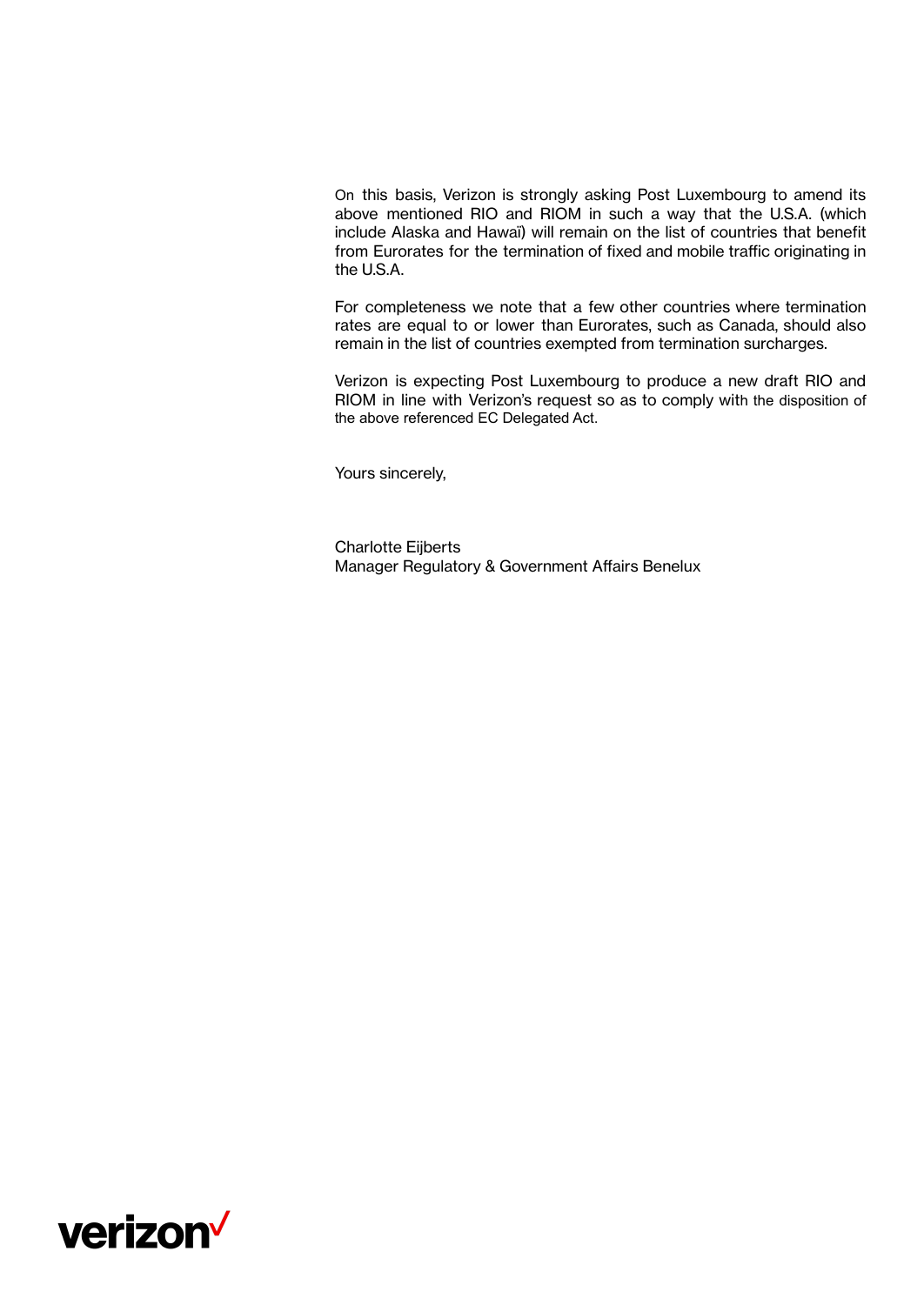On this basis, Verizon is strongly asking Post Luxembourg to amend its above mentioned RIO and RIOM in such a way that the U.S.A. (which include Alaska and Hawaï) will remain on the list of countries that benefit from Eurorates for the termination of fixed and mobile traffic originating in the U.S.A.

For completeness we note that a few other countries where termination rates are equal to or lower than Eurorates, such as Canada, should also remain in the list of countries exempted from termination surcharges.

Verizon is expecting Post Luxembourg to produce a new draft RIO and RIOM in line with Verizon's request so as to comply with the disposition of the above referenced EC Delegated Act.

Yours sincerely,

Charlotte Eijberts
Manager Regulatory & Government Affairs Benelux

verizon